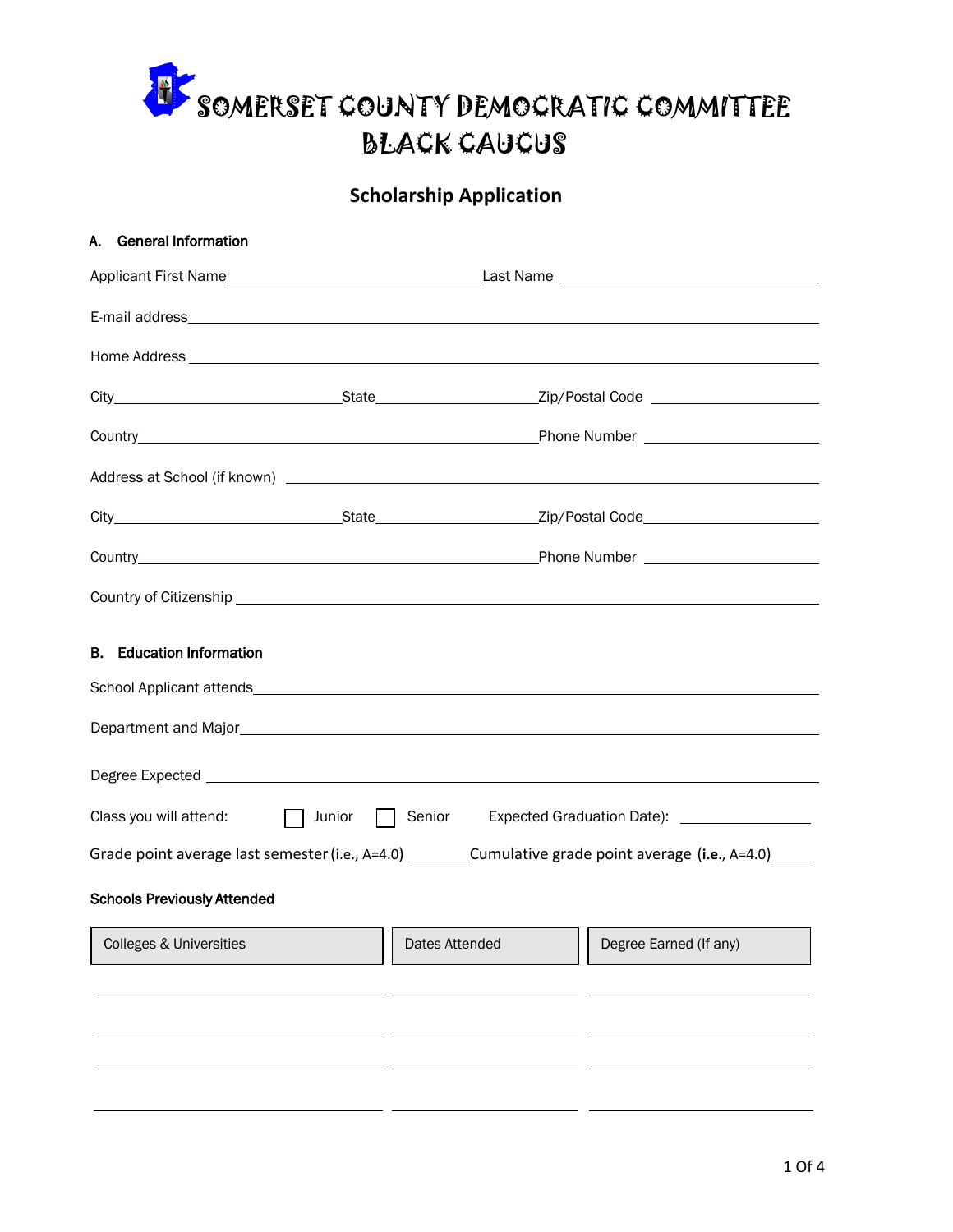# SOMERSET COUNTY DEMOCRATIC COMMITTEE BLACK CAUCUS

## Scholarship Application

### A. General Information

Applicant First Name\_\_\_\_\_\_\_\_\_\_\_\_\_\_\_\_\_\_\_\_ Last Name \_\_\_\_\_\_\_\_\_\_\_\_\_\_\_\_\_\_\_\_

E-mail address \_\_\_\_\_\_\_\_\_\_\_\_\_\_\_\_\_\_\_\_\_\_\_\_\_\_\_\_\_\_\_\_\_\_\_\_\_\_\_\_

Home Address \_\_\_\_\_\_\_\_\_\_\_\_\_\_\_\_\_\_\_\_\_\_\_\_\_\_\_\_\_\_\_\_\_\_\_\_\_\_\_\_

City\_\_\_\_\_\_\_\_\_\_\_\_\_\_\_\_ State\_\_\_\_\_\_\_\_\_\_\_\_ Zip/Postal Code \_\_\_\_\_\_\_\_\_\_\_\_

Country\_\_\_\_\_\_\_\_\_\_\_\_\_\_\_\_\_\_\_\_\_\_\_\_\_\_\_\_ Phone Number \_\_\_\_\_\_\_\_\_\_\_\_

Address at School (if known) \_\_\_\_\_\_\_\_\_\_\_\_\_\_\_\_\_\_\_\_\_\_\_\_\_\_\_\_\_\_\_\_

City\_\_\_\_\_\_\_\_\_\_\_\_\_\_\_\_ State\_\_\_\_\_\_\_\_\_\_\_\_ Zip/Postal Code\_\_\_\_\_\_\_\_\_\_\_\_

Country\_\_\_\_\_\_\_\_\_\_\_\_\_\_\_\_\_\_\_\_\_\_\_\_\_\_\_\_ Phone Number \_\_\_\_\_\_\_\_\_\_\_\_

Country of Citizenship \_\_\_\_\_\_\_\_\_\_\_\_\_\_\_\_\_\_\_\_\_\_\_\_\_\_\_\_\_\_\_\_\_\_\_\_

### B. Education Information

School Applicant attends\_\_\_\_\_\_\_\_\_\_\_\_\_\_\_\_\_\_\_\_\_\_\_\_\_\_\_\_\_\_\_\_\_\_\_\_

Department and Major\_\_\_\_\_\_\_\_\_\_\_\_\_\_\_\_\_\_\_\_\_\_\_\_\_\_\_\_\_\_\_\_\_\_\_\_\_\_

Degree Expected \_\_\_\_\_\_\_\_\_\_\_\_\_\_\_\_\_\_\_\_\_\_\_\_\_\_\_\_\_\_\_\_\_\_\_\_\_\_\_\_

Class you will attend: ☐ Junior ☐ Senior Expected Graduation Date): \_\_\_\_\_\_\_\_\_\_\_\_

Grade point average last semester (i.e., A=4.0) \_\_\_\_\_\_\_ Cumulative grade point average (**i.e.**, A=4.0)\_\_\_\_\_

**Schools Previously Attended**

| Colleges & Universities | Dates Attended | Degree Earned (If any) |
|---|---|---|
| | | |
| | | |
| | | |
| | | |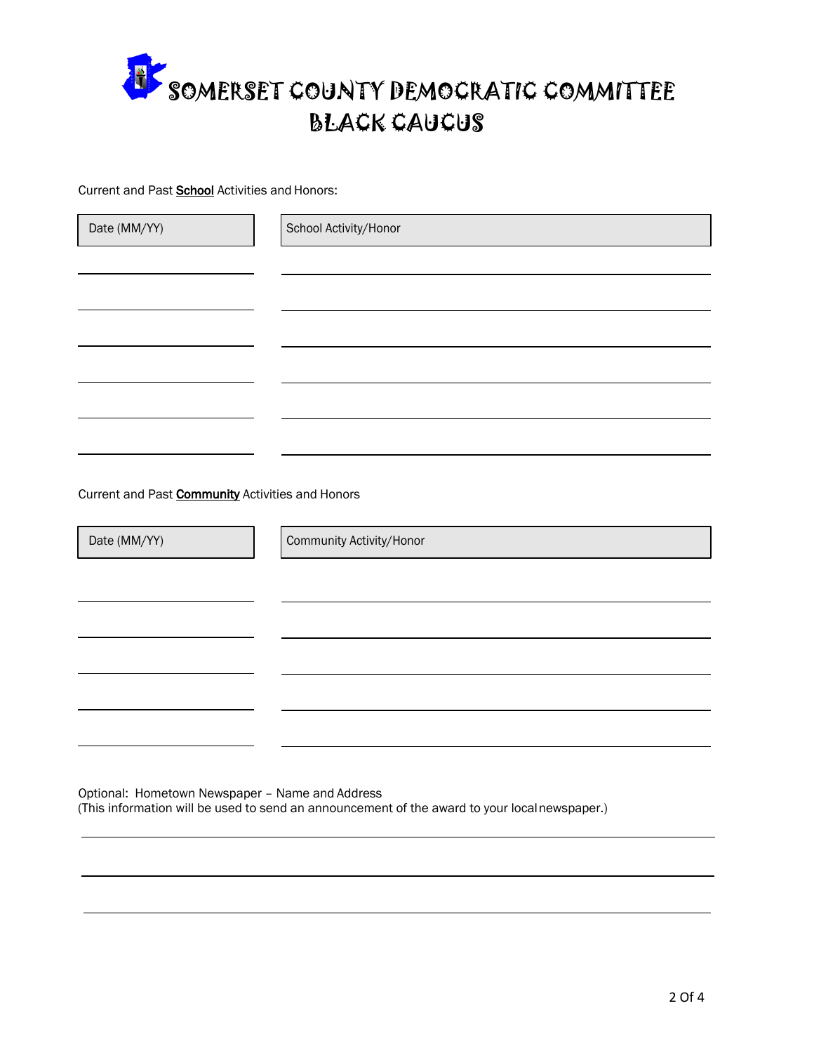# SOMERSET COUNTY DEMOCRATIC COMMITTEE
# BLACK CAUCUS

Current and Past **School** Activities and Honors:

| Date (MM/YY) | School Activity/Honor |
| --- | --- |
| | |
| | |
| | |
| | |
| | |
| | |

Current and Past **Community** Activities and Honors

| Date (MM/YY) | Community Activity/Honor |
| --- | --- |
| | |
| | |
| | |
| | |
| | |

Optional: Hometown Newspaper – Name and Address
(This information will be used to send an announcement of the award to your local newspaper.)

\_\_\_\_\_\_\_\_\_\_\_\_\_\_\_\_\_\_\_\_\_\_\_\_\_\_\_\_\_\_\_\_\_\_\_\_\_\_\_\_

\_\_\_\_\_\_\_\_\_\_\_\_\_\_\_\_\_\_\_\_\_\_\_\_\_\_\_\_\_\_\_\_\_\_\_\_\_\_\_\_

\_\_\_\_\_\_\_\_\_\_\_\_\_\_\_\_\_\_\_\_\_\_\_\_\_\_\_\_\_\_\_\_\_\_\_\_\_\_\_\_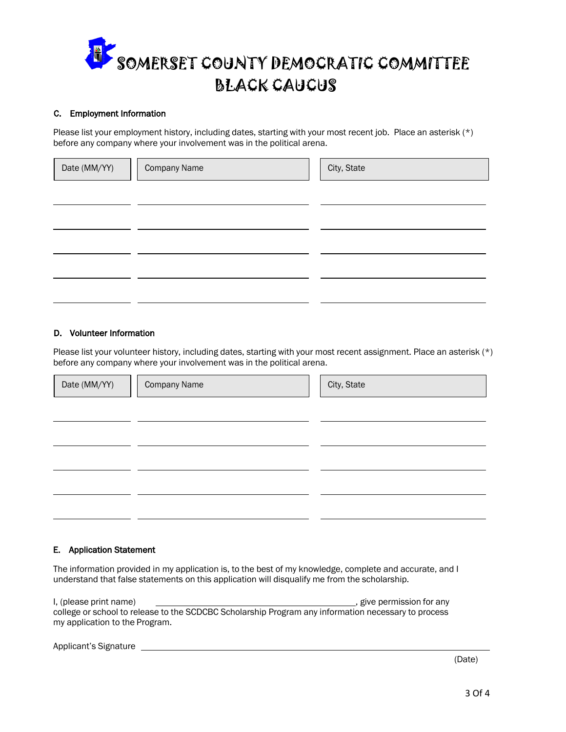# SOMERSET COUNTY DEMOCRATIC COMMITTEE
# BLACK CAUCUS

### C. Employment Information

Please list your employment history, including dates, starting with your most recent job. Place an asterisk (*) before any company where your involvement was in the political arena.

| Date (MM/YY) | Company Name | City, State |
| --- | --- | --- |
| | | |
| | | |
| | | |
| | | |
| | | |

### D. Volunteer Information

Please list your volunteer history, including dates, starting with your most recent assignment. Place an asterisk (*) before any company where your involvement was in the political arena.

| Date (MM/YY) | Company Name | City, State |
| --- | --- | --- |
| | | |
| | | |
| | | |
| | | |
| | | |

### E. Application Statement

The information provided in my application is, to the best of my knowledge, complete and accurate, and I understand that false statements on this application will disqualify me from the scholarship.

I, (please print name) ______________________________, give permission for any college or school to release to the SCDCBC Scholarship Program any information necessary to process my application to the Program.

Applicant's Signature ______________________________

(Date)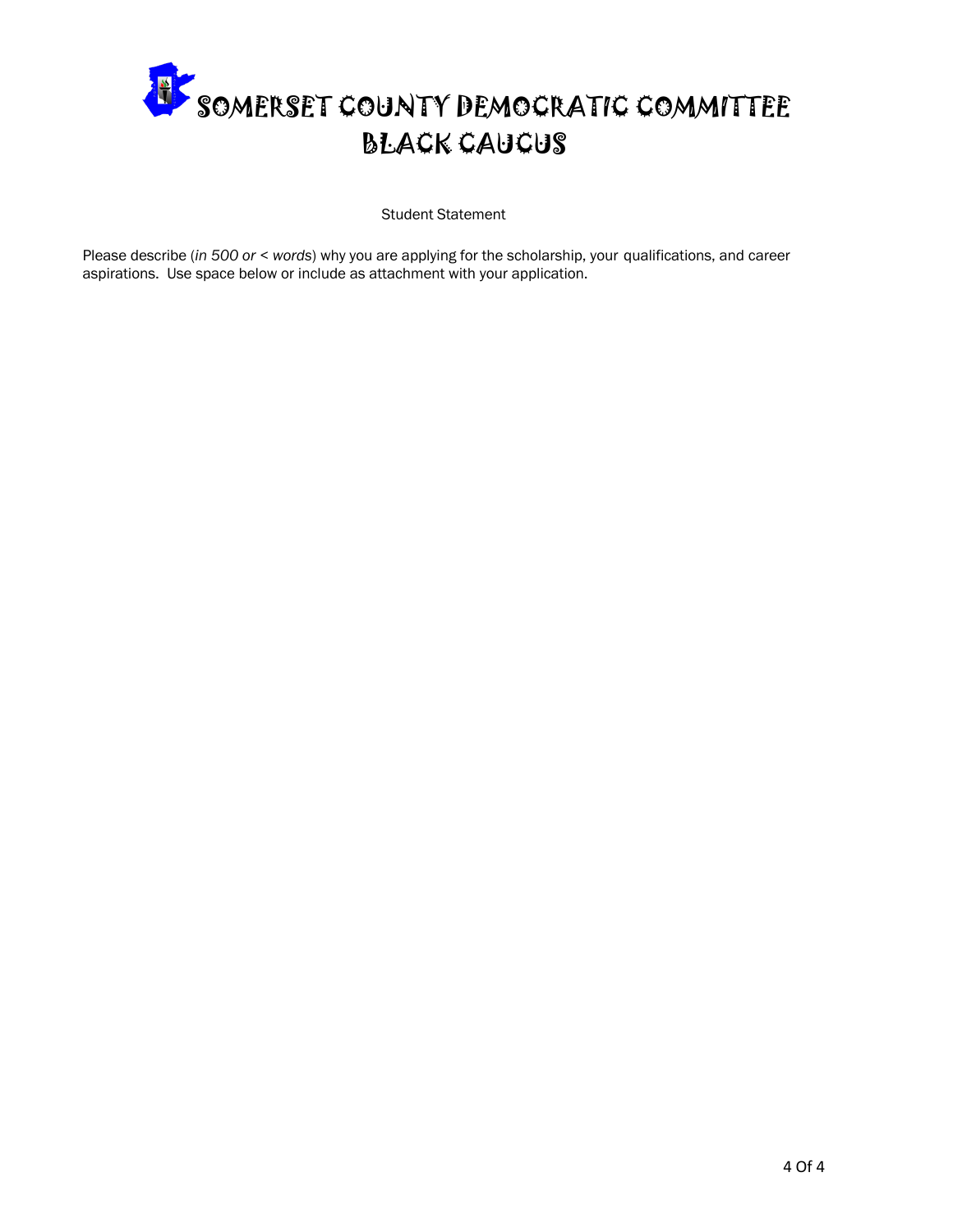# SOMERSET COUNTY DEMOCRATIC COMMITTEE
# BLACK CAUCUS

Student Statement

Please describe (*in 500 or < words*) why you are applying for the scholarship, your qualifications, and career aspirations. Use space below or include as attachment with your application.